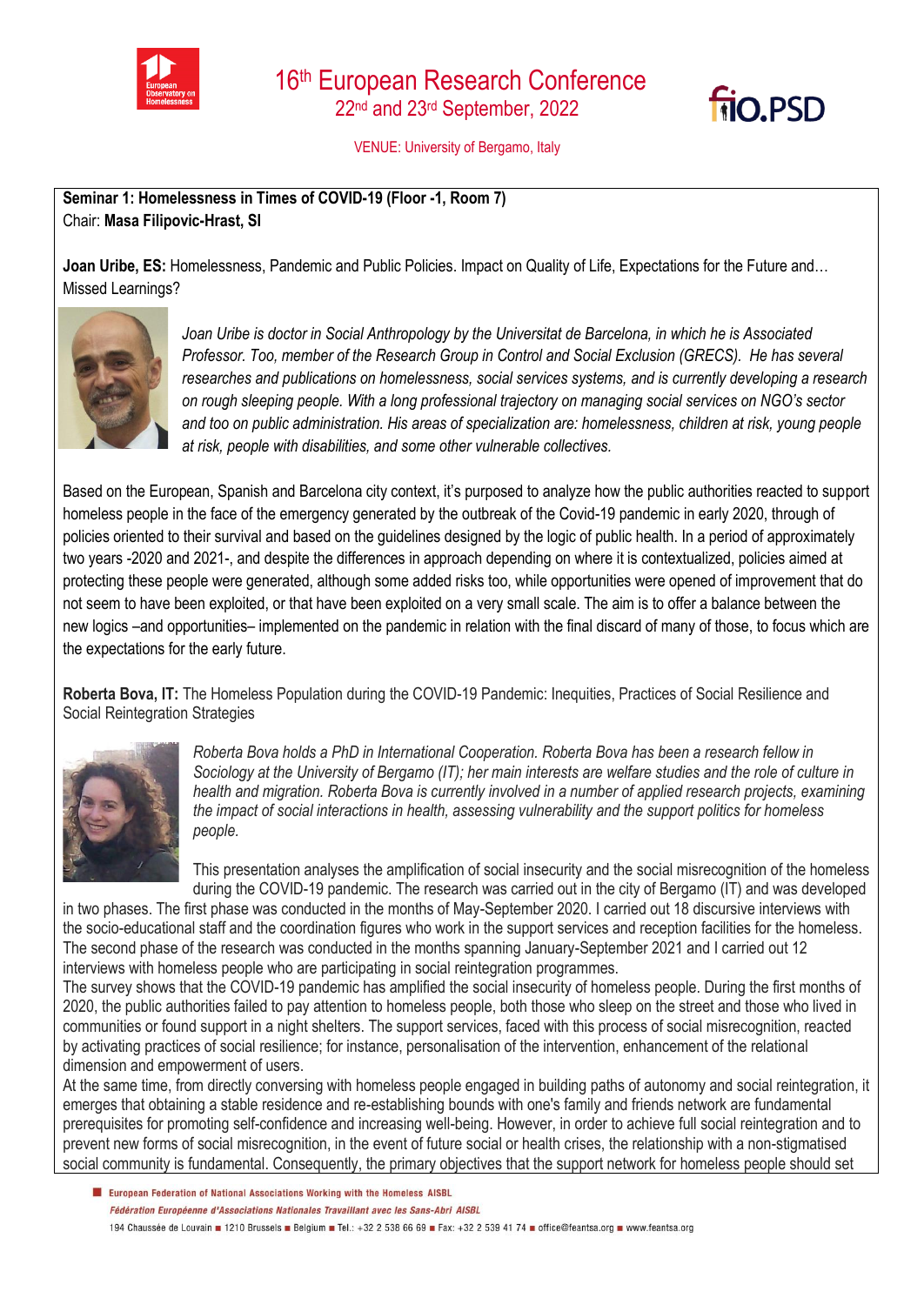# 16th European Research Conference

## 22nd and 23rd September, 2022

VENUE: University of Bergamo, Italy

**Seminar 1: Homelessness in Times of COVID-19 (Floor -1, Room 7)**
Chair: **Masa Filipovic-Hrast, SI**

**Joan Uribe, ES:** Homelessness, Pandemic and Public Policies. Impact on Quality of Life, Expectations for the Future and… Missed Learnings?

*Joan Uribe is doctor in Social Anthropology by the Universitat de Barcelona, in which he is Associated Professor. Too, member of the Research Group in Control and Social Exclusion (GRECS). He has several researches and publications on homelessness, social services systems, and is currently developing a research on rough sleeping people. With a long professional trajectory on managing social services on NGO's sector and too on public administration. His areas of specialization are: homelessness, children at risk, young people at risk, people with disabilities, and some other vulnerable collectives.*

Based on the European, Spanish and Barcelona city context, it's purposed to analyze how the public authorities reacted to support homeless people in the face of the emergency generated by the outbreak of the Covid-19 pandemic in early 2020, through of policies oriented to their survival and based on the guidelines designed by the logic of public health. In a period of approximately two years -2020 and 2021-, and despite the differences in approach depending on where it is contextualized, policies aimed at protecting these people were generated, although some added risks too, while opportunities were opened of improvement that do not seem to have been exploited, or that have been exploited on a very small scale. The aim is to offer a balance between the new logics –and opportunities– implemented on the pandemic in relation with the final discard of many of those, to focus which are the expectations for the early future.

**Roberta Bova, IT:** The Homeless Population during the COVID-19 Pandemic: Inequities, Practices of Social Resilience and Social Reintegration Strategies

*Roberta Bova holds a PhD in International Cooperation. Roberta Bova has been a research fellow in Sociology at the University of Bergamo (IT); her main interests are welfare studies and the role of culture in health and migration. Roberta Bova is currently involved in a number of applied research projects, examining the impact of social interactions in health, assessing vulnerability and the support politics for homeless people.*

This presentation analyses the amplification of social insecurity and the social misrecognition of the homeless during the COVID-19 pandemic. The research was carried out in the city of Bergamo (IT) and was developed in two phases. The first phase was conducted in the months of May-September 2020. I carried out 18 discursive interviews with the socio-educational staff and the coordination figures who work in the support services and reception facilities for the homeless. The second phase of the research was conducted in the months spanning January-September 2021 and I carried out 12 interviews with homeless people who are participating in social reintegration programmes.

The survey shows that the COVID-19 pandemic has amplified the social insecurity of homeless people. During the first months of 2020, the public authorities failed to pay attention to homeless people, both those who sleep on the street and those who lived in communities or found support in a night shelters. The support services, faced with this process of social misrecognition, reacted by activating practices of social resilience; for instance, personalisation of the intervention, enhancement of the relational dimension and empowerment of users.

At the same time, from directly conversing with homeless people engaged in building paths of autonomy and social reintegration, it emerges that obtaining a stable residence and re-establishing bounds with one's family and friends network are fundamental prerequisites for promoting self-confidence and increasing well-being. However, in order to achieve full social reintegration and to prevent new forms of social misrecognition, in the event of future social or health crises, the relationship with a non-stigmatised social community is fundamental. Consequently, the primary objectives that the support network for homeless people should set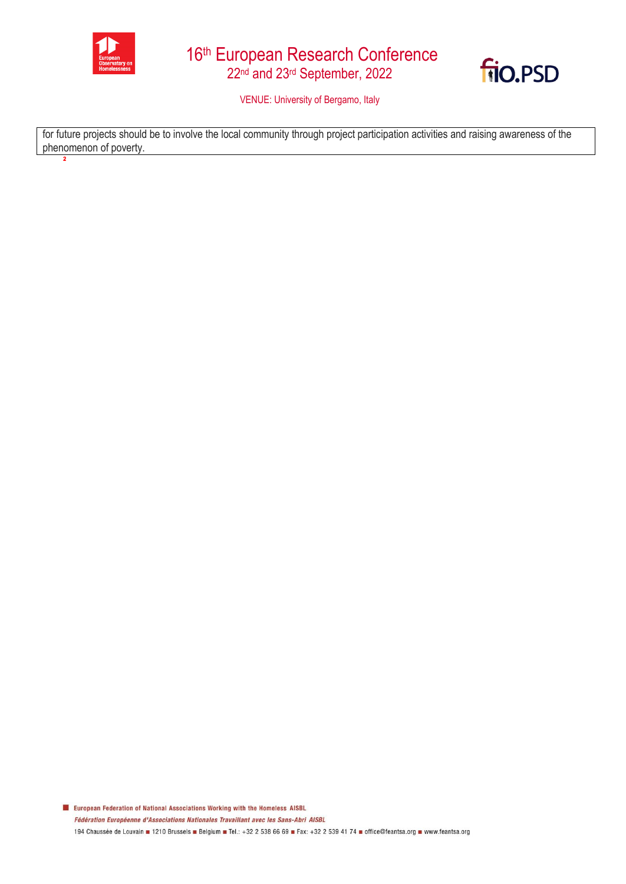for future projects should be to involve the local community through project participation activities and raising awareness of the phenomenon of poverty.